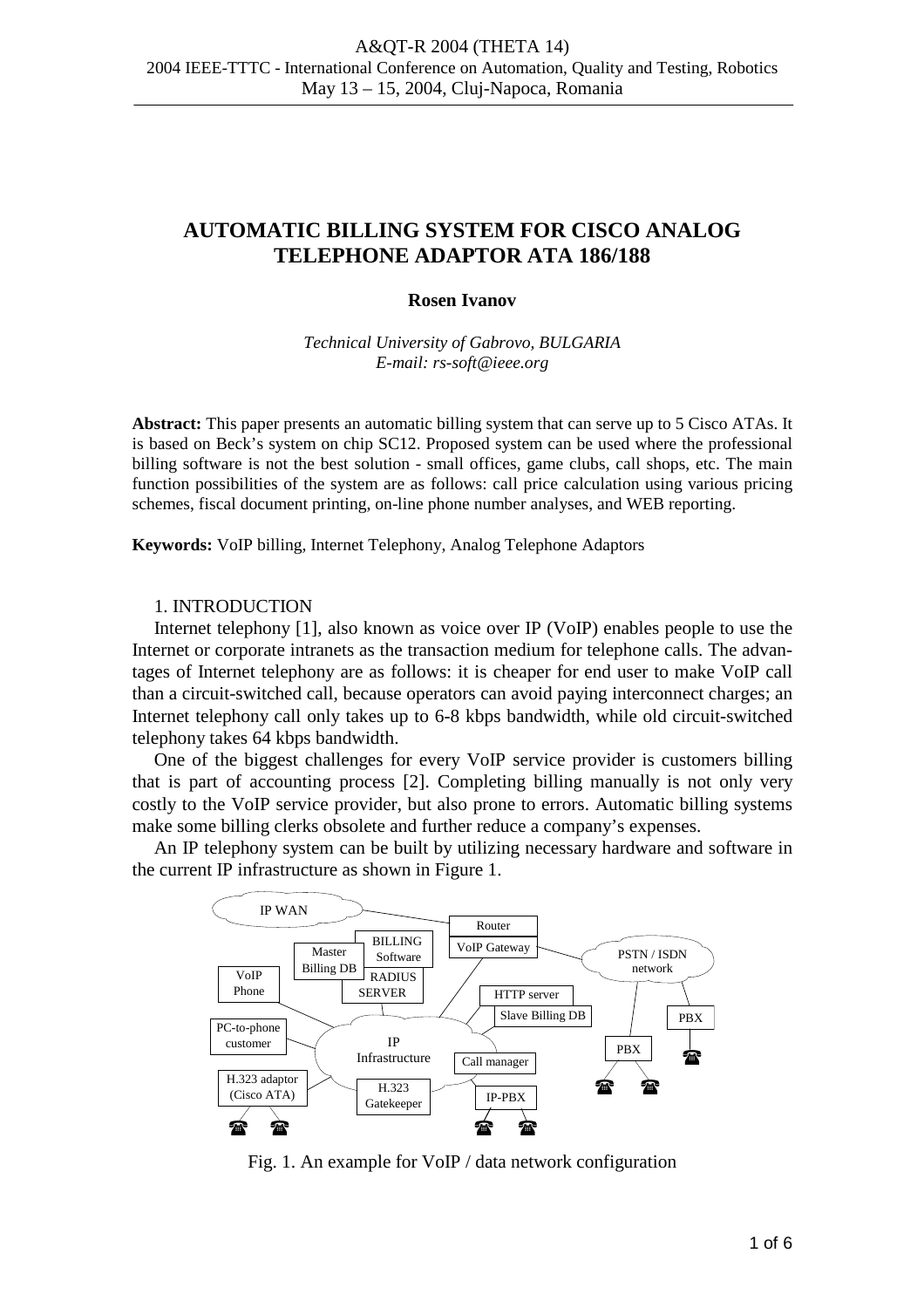# AUTOMATIC BILLING SYSTEM FOR CISCO ANALOG TELEPHONE ADAPTOR ATA 186/188

**Rosen Ivanov**

*Technical University of Gabrovo, BULGARIA*
*E-mail: rs-soft@ieee.org*

**Abstract:** This paper presents an automatic billing system that can serve up to 5 Cisco ATAs. It is based on Beck's system on chip SC12. Proposed system can be used where the professional billing software is not the best solution - small offices, game clubs, call shops, etc. The main function possibilities of the system are as follows: call price calculation using various pricing schemes, fiscal document printing, on-line phone number analyses, and WEB reporting.

**Keywords:** VoIP billing, Internet Telephony, Analog Telephone Adaptors

## 1. INTRODUCTION

Internet telephony [1], also known as voice over IP (VoIP) enables people to use the Internet or corporate intranets as the transaction medium for telephone calls. The advantages of Internet telephony are as follows: it is cheaper for end user to make VoIP call than a circuit-switched call, because operators can avoid paying interconnect charges; an Internet telephony call only takes up to 6-8 kbps bandwidth, while old circuit-switched telephony takes 64 kbps bandwidth.

One of the biggest challenges for every VoIP service provider is customers billing that is part of accounting process [2]. Completing billing manually is not only very costly to the VoIP service provider, but also prone to errors. Automatic billing systems make some billing clerks obsolete and further reduce a company's expenses.

An IP telephony system can be built by utilizing necessary hardware and software in the current IP infrastructure as shown in Figure 1.

Fig. 1. An example for VoIP / data network configuration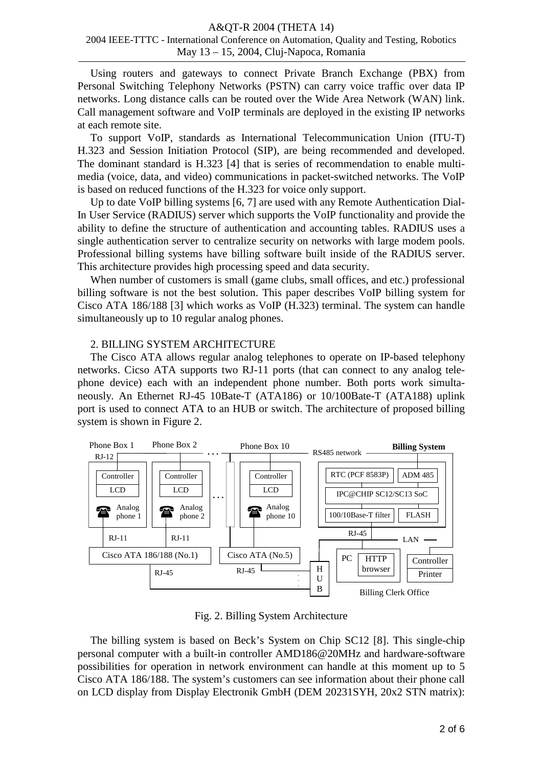Using routers and gateways to connect Private Branch Exchange (PBX) from Personal Switching Telephony Networks (PSTN) can carry voice traffic over data IP networks. Long distance calls can be routed over the Wide Area Network (WAN) link. Call management software and VoIP terminals are deployed in the existing IP networks at each remote site.

To support VoIP, standards as International Telecommunication Union (ITU-T) H.323 and Session Initiation Protocol (SIP), are being recommended and developed. The dominant standard is H.323 [4] that is series of recommendation to enable multi-media (voice, data, and video) communications in packet-switched networks. The VoIP is based on reduced functions of the H.323 for voice only support.

Up to date VoIP billing systems [6, 7] are used with any Remote Authentication Dial-In User Service (RADIUS) server which supports the VoIP functionality and provide the ability to define the structure of authentication and accounting tables. RADIUS uses a single authentication server to centralize security on networks with large modem pools. Professional billing systems have billing software built inside of the RADIUS server. This architecture provides high processing speed and data security.

When number of customers is small (game clubs, small offices, and etc.) professional billing software is not the best solution. This paper describes VoIP billing system for Cisco ATA 186/188 [3] which works as VoIP (H.323) terminal. The system can handle simultaneously up to 10 regular analog phones.

## 2. BILLING SYSTEM ARCHITECTURE

The Cisco ATA allows regular analog telephones to operate on IP-based telephony networks. Cicso ATA supports two RJ-11 ports (that can connect to any analog telephone device) each with an independent phone number. Both ports work simultaneously. An Ethernet RJ-45 10Bate-T (ATA186) or 10/100Bate-T (ATA188) uplink port is used to connect ATA to an HUB or switch. The architecture of proposed billing system is shown in Figure 2.

Phone Box 1 | Phone Box 2 | Phone Box 10 | RS485 network | Billing System | RJ-12 | Controller | LCD | Analog phone 1 | Analog phone 2 | Analog phone 10 | RJ-11 | Cisco ATA 186/188 (No.1) | Cisco ATA (No.5) | RJ-45 | HUB | RTC (PCF 8583P) | ADM 485 | IPC@CHIP SC12/SC13 SoC | 100/10Base-T filter | FLASH | LAN | PC | HTTP browser | Controller | Printer | Billing Clerk Office

Fig. 2. Billing System Architecture

The billing system is based on Beck's System on Chip SC12 [8]. This single-chip personal computer with a built-in controller AMD186@20MHz and hardware-software possibilities for operation in network environment can handle at this moment up to 5 Cisco ATA 186/188. The system's customers can see information about their phone call on LCD display from Display Electronik GmbH (DEM 20231SYH, 20x2 STN matrix):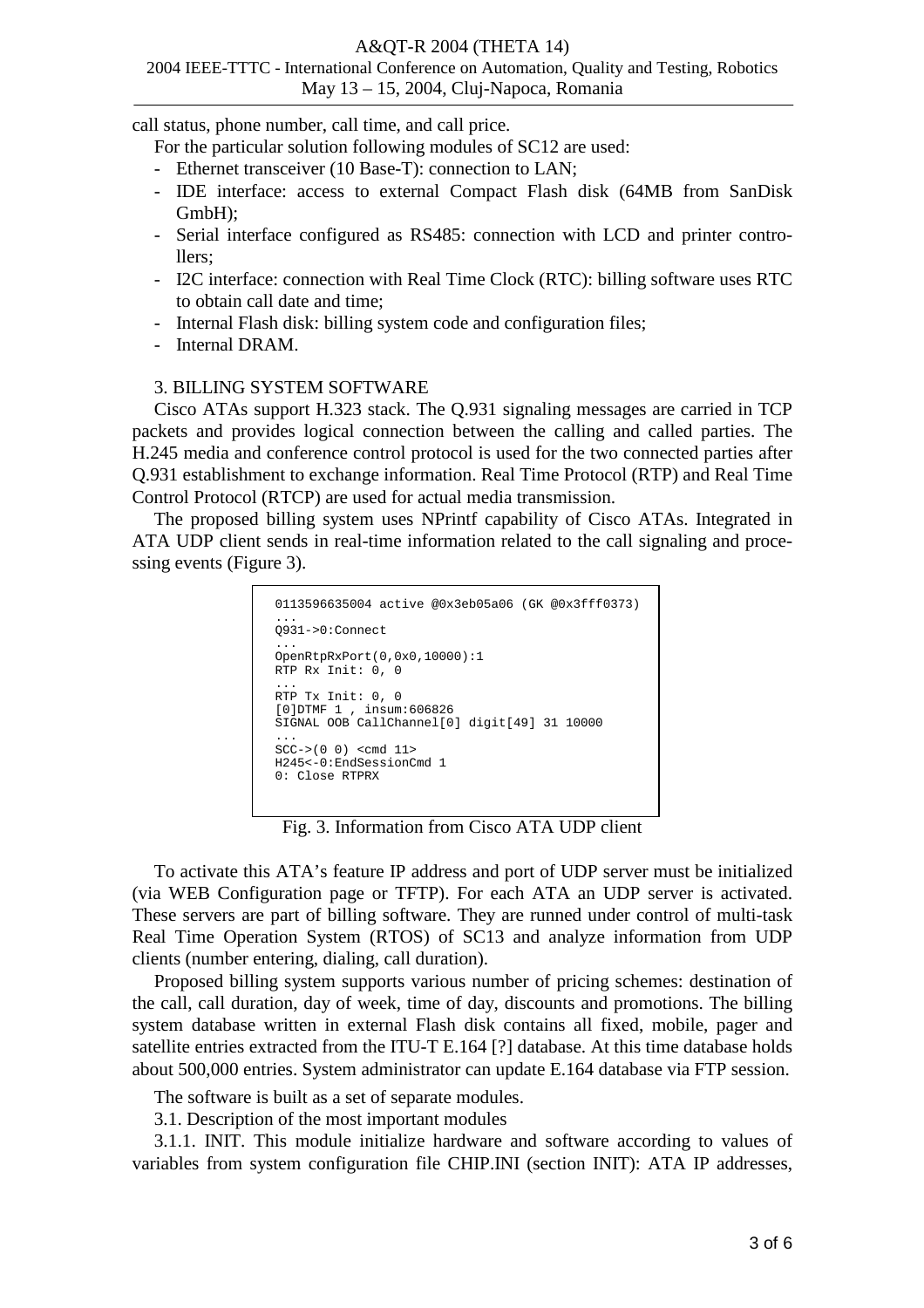call status, phone number, call time, and call price.

For the particular solution following modules of SC12 are used:

- Ethernet transceiver (10 Base-T): connection to LAN;
- IDE interface: access to external Compact Flash disk (64MB from SanDisk GmbH);
- Serial interface configured as RS485: connection with LCD and printer controllers;
- I2C interface: connection with Real Time Clock (RTC): billing software uses RTC to obtain call date and time;
- Internal Flash disk: billing system code and configuration files;
- Internal DRAM.

## 3. BILLING SYSTEM SOFTWARE

Cisco ATAs support H.323 stack. The Q.931 signaling messages are carried in TCP packets and provides logical connection between the calling and called parties. The H.245 media and conference control protocol is used for the two connected parties after Q.931 establishment to exchange information. Real Time Protocol (RTP) and Real Time Control Protocol (RTCP) are used for actual media transmission.

The proposed billing system uses NPrintf capability of Cisco ATAs. Integrated in ATA UDP client sends in real-time information related to the call signaling and processing events (Figure 3).

```
0113596635004 active @0x3eb05a06 (GK @0x3fff0373)
...
Q931->0:Connect
...
OpenRtpRxPort(0,0x0,10000):1
RTP Rx Init: 0, 0
...
RTP Tx Init: 0, 0
[0]DTMF 1 , insum:606826
SIGNAL OOB CallChannel[0] digit[49] 31 10000
...
SCC->(0 0) <cmd 11>
H245<-0:EndSessionCmd 1
0: Close RTPRX
```

Fig. 3. Information from Cisco ATA UDP client

To activate this ATA's feature IP address and port of UDP server must be initialized (via WEB Configuration page or TFTP). For each ATA an UDP server is activated. These servers are part of billing software. They are runned under control of multi-task Real Time Operation System (RTOS) of SC13 and analyze information from UDP clients (number entering, dialing, call duration).

Proposed billing system supports various number of pricing schemes: destination of the call, call duration, day of week, time of day, discounts and promotions. The billing system database written in external Flash disk contains all fixed, mobile, pager and satellite entries extracted from the ITU-T E.164 [?] database. At this time database holds about 500,000 entries. System administrator can update E.164 database via FTP session.

The software is built as a set of separate modules.

### 3.1. Description of the most important modules

3.1.1. INIT. This module initialize hardware and software according to values of variables from system configuration file CHIP.INI (section INIT): ATA IP addresses,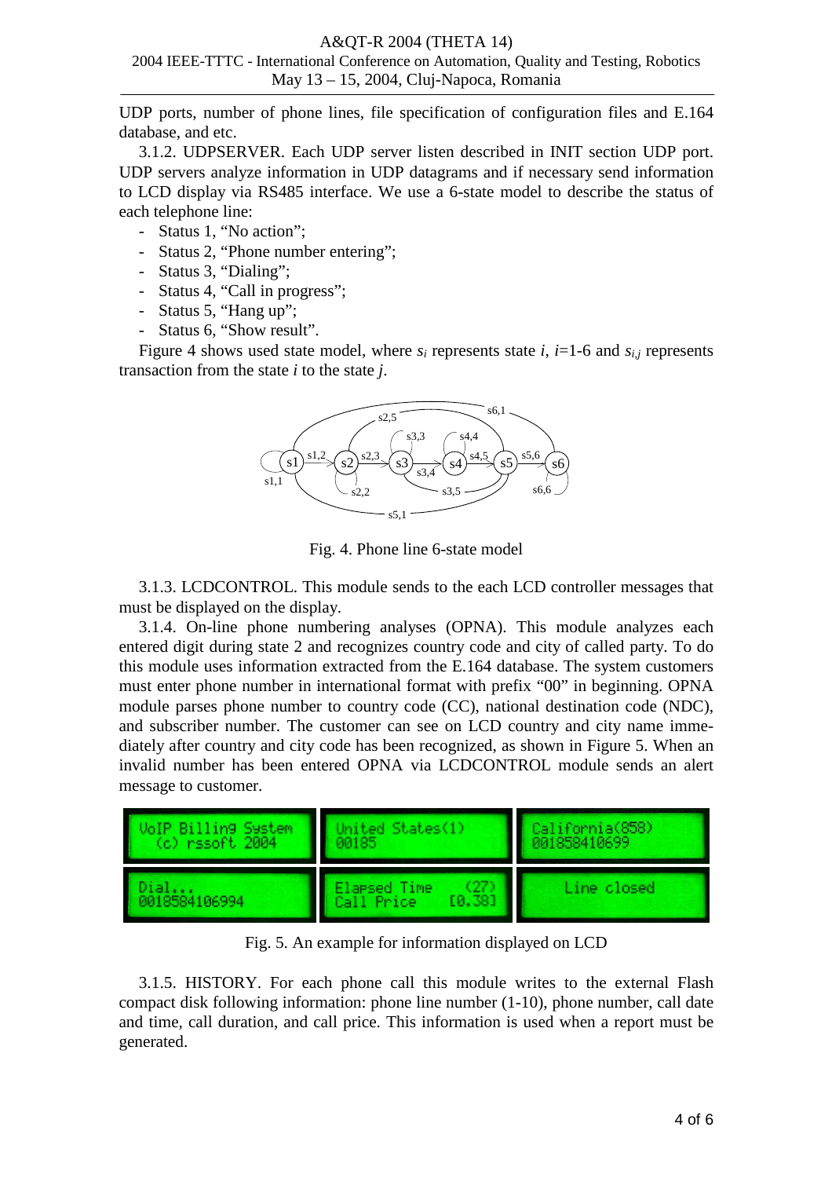UDP ports, number of phone lines, file specification of configuration files and E.164 database, and etc.

3.1.2. UDPSERVER. Each UDP server listen described in INIT section UDP port. UDP servers analyze information in UDP datagrams and if necessary send information to LCD display via RS485 interface. We use a 6-state model to describe the status of each telephone line:

- Status 1, "No action";
- Status 2, "Phone number entering";
- Status 3, "Dialing";
- Status 4, "Call in progress";
- Status 5, "Hang up";
- Status 6, "Show result".

Figure 4 shows used state model, where $s_i$ represents state $i$, $i$=1-6 and $s_{i,j}$ represents transaction from the state $i$ to the state $j$.

Fig. 4. Phone line 6-state model

3.1.3. LCDCONTROL. This module sends to the each LCD controller messages that must be displayed on the display.

3.1.4. On-line phone numbering analyses (OPNA). This module analyzes each entered digit during state 2 and recognizes country code and city of called party. To do this module uses information extracted from the E.164 database. The system customers must enter phone number in international format with prefix "00" in beginning. OPNA module parses phone number to country code (CC), national destination code (NDC), and subscriber number. The customer can see on LCD country and city name immediately after country and city code has been recognized, as shown in Figure 5. When an invalid number has been entered OPNA via LCDCONTROL module sends an alert message to customer.

Fig. 5. An example for information displayed on LCD

3.1.5. HISTORY. For each phone call this module writes to the external Flash compact disk following information: phone line number (1-10), phone number, call date and time, call duration, and call price. This information is used when a report must be generated.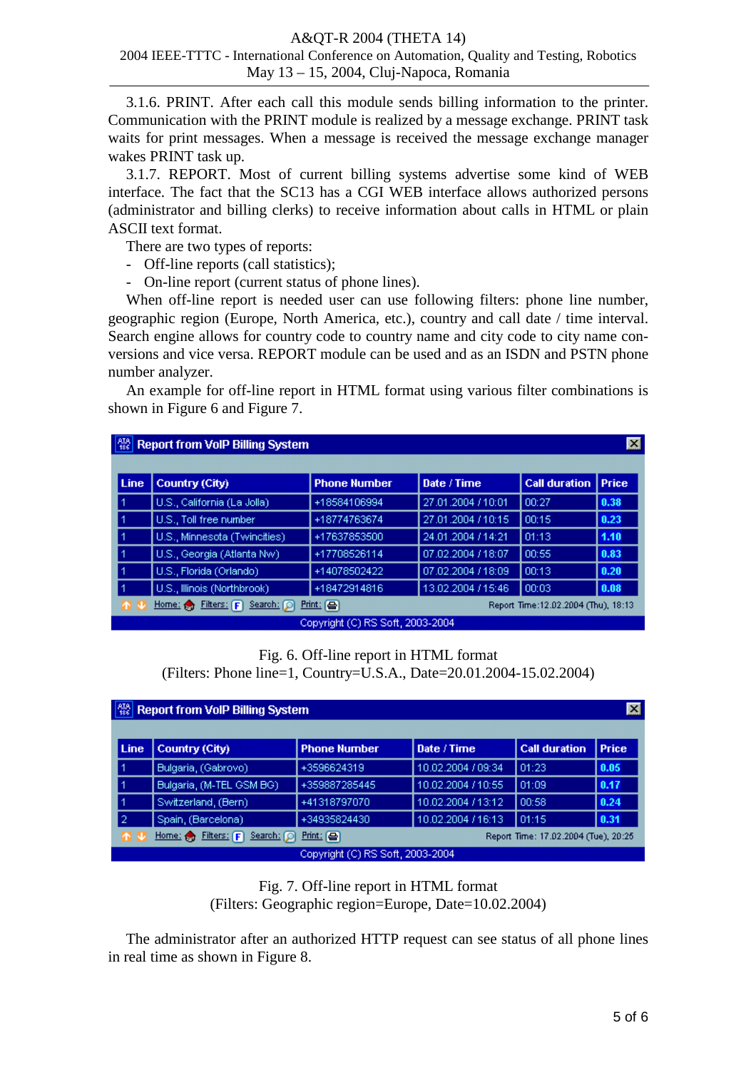3.1.6. PRINT. After each call this module sends billing information to the printer. Communication with the PRINT module is realized by a message exchange. PRINT task waits for print messages. When a message is received the message exchange manager wakes PRINT task up.

3.1.7. REPORT. Most of current billing systems advertise some kind of WEB interface. The fact that the SC13 has a CGI WEB interface allows authorized persons (administrator and billing clerks) to receive information about calls in HTML or plain ASCII text format.

There are two types of reports:

- Off-line reports (call statistics);
- On-line report (current status of phone lines).

When off-line report is needed user can use following filters: phone line number, geographic region (Europe, North America, etc.), country and call date / time interval. Search engine allows for country code to country name and city code to city name conversions and vice versa. REPORT module can be used and as an ISDN and PSTN phone number analyzer.

An example for off-line report in HTML format using various filter combinations is shown in Figure 6 and Figure 7.

**Report from VoIP Billing System**

| Line | Country (City) | Phone Number | Date / Time | Call duration | Price |
|---|---|---|---|---|---|
| 1 | U.S., California (La Jolla) | +18584106994 | 27.01.2004 / 10:01 | 00:27 | 0.38 |
| 1 | U.S., Toll free number | +18774763674 | 27.01.2004 / 10:15 | 00:15 | 0.23 |
| 1 | U.S., Minnesota (Twincities) | +17637853500 | 24.01.2004 / 14:21 | 01:13 | 1.10 |
| 1 | U.S., Georgia (Atlanta Nw) | +17708526114 | 07.02.2004 / 18:07 | 00:55 | 0.83 |
| 1 | U.S., Florida (Orlando) | +14078502422 | 07.02.2004 / 18:09 | 00:13 | 0.20 |
| 1 | U.S., Illinois (Northbrook) | +18472914816 | 13.02.2004 / 15:46 | 00:03 | 0.08 |

Home: Filters: Search: Print: Report Time:12.02.2004 (Thu), 18:13

Copyright (C) RS Soft, 2003-2004

Fig. 6. Off-line report in HTML format
(Filters: Phone line=1, Country=U.S.A., Date=20.01.2004-15.02.2004)

**Report from VoIP Billing System**

| Line | Country (City) | Phone Number | Date / Time | Call duration | Price |
|---|---|---|---|---|---|
| 1 | Bulgaria, (Gabrovo) | +3596624319 | 10.02.2004 / 09:34 | 01:23 | 0.05 |
| 1 | Bulgaria, (M-TEL GSM BG) | +359887285445 | 10.02.2004 / 10:55 | 01:09 | 0.17 |
| 1 | Switzerland, (Bern) | +41318797070 | 10.02.2004 / 13:12 | 00:58 | 0.24 |
| 2 | Spain, (Barcelona) | +34935824430 | 10.02.2004 / 16:13 | 01:15 | 0.31 |

Home: Filters: Search: Print: Report Time: 17.02.2004 (Tue), 20:25

Copyright (C) RS Soft, 2003-2004

Fig. 7. Off-line report in HTML format
(Filters: Geographic region=Europe, Date=10.02.2004)

The administrator after an authorized HTTP request can see status of all phone lines in real time as shown in Figure 8.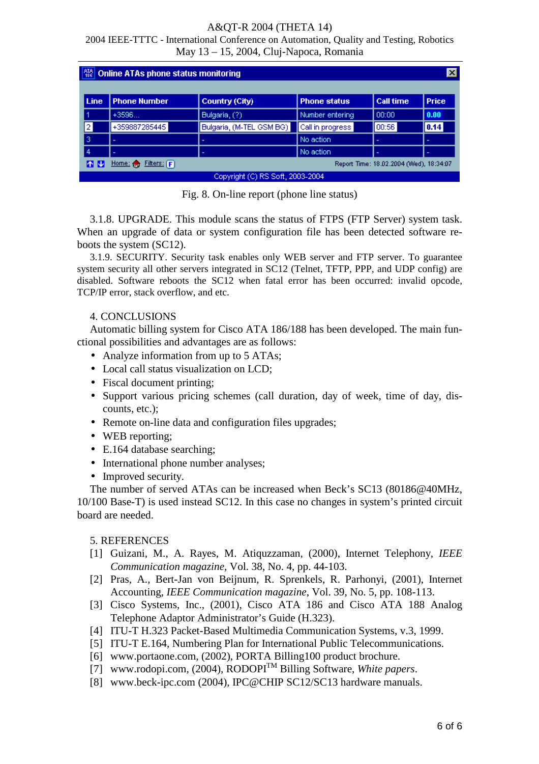**Online ATAs phone status monitoring**

| Line | Phone Number | Country (City) | Phone status | Call time | Price |
|---|---|---|---|---|---|
| 1 | +3596... | Bulgaria, (?) | Number entering | 00:00 | 0.00 |
| 2 | +359887285445 | Bulgaria, (M-TEL GSM BG) | Call in progress | 00:56 | 0.14 |
| 3 | - | - | No action | - | - |
| 4 | - | - | No action | - | - |

Home: Filters: F    Report Time: 18.02.2004 (Wed), 18:34:07

Copyright (C) RS Soft, 2003-2004

Fig. 8. On-line report (phone line status)

3.1.8. UPGRADE. This module scans the status of FTPS (FTP Server) system task. When an upgrade of data or system configuration file has been detected software reboots the system (SC12).

3.1.9. SECURITY. Security task enables only WEB server and FTP server. To guarantee system security all other servers integrated in SC12 (Telnet, TFTP, PPP, and UDP config) are disabled. Software reboots the SC12 when fatal error has been occurred: invalid opcode, TCP/IP error, stack overflow, and etc.

## 4. CONCLUSIONS

Automatic billing system for Cisco ATA 186/188 has been developed. The main functional possibilities and advantages are as follows:

- Analyze information from up to 5 ATAs;
- Local call status visualization on LCD;
- Fiscal document printing;
- Support various pricing schemes (call duration, day of week, time of day, discounts, etc.);
- Remote on-line data and configuration files upgrades;
- WEB reporting;
- E.164 database searching;
- International phone number analyses;
- Improved security.

The number of served ATAs can be increased when Beck's SC13 (80186@40MHz, 10/100 Base-T) is used instead SC12. In this case no changes in system's printed circuit board are needed.

## 5. REFERENCES

[1] Guizani, M., A. Rayes, M. Atiquzzaman, (2000), Internet Telephony, *IEEE Communication magazine*, Vol. 38, No. 4, pp. 44-103.

[2] Pras, A., Bert-Jan von Beijnum, R. Sprenkels, R. Parhonyi, (2001), Internet Accounting, *IEEE Communication magazine*, Vol. 39, No. 5, pp. 108-113.

[3] Cisco Systems, Inc., (2001), Cisco ATA 186 and Cisco ATA 188 Analog Telephone Adaptor Administrator's Guide (H.323).

[4] ITU-T H.323 Packet-Based Multimedia Communication Systems, v.3, 1999.

[5] ITU-T E.164, Numbering Plan for International Public Telecommunications.

[6] www.portaone.com, (2002), PORTA Billing100 product brochure.

[7] www.rodopi.com, (2004), RODOPI™ Billing Software, *White papers*.

[8] www.beck-ipc.com (2004), IPC@CHIP SC12/SC13 hardware manuals.